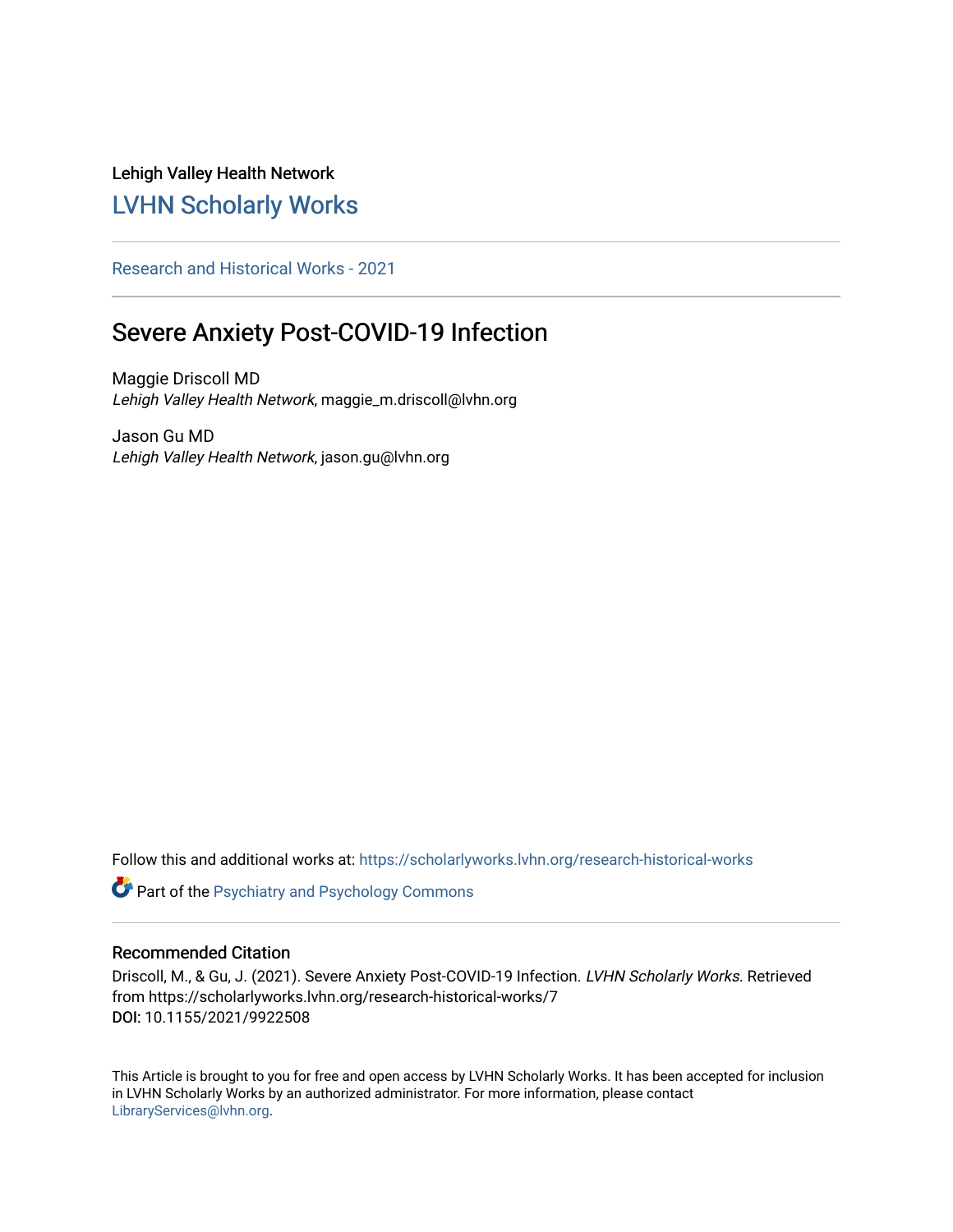Lehigh Valley Health Network

## LVHN Scholarly Works

---

Research and Historical Works - 2021

---

# Severe Anxiety Post-COVID-19 Infection

Maggie Driscoll MD
*Lehigh Valley Health Network*, maggie_m.driscoll@lvhn.org

Jason Gu MD
*Lehigh Valley Health Network*, jason.gu@lvhn.org

Follow this and additional works at: https://scholarlyworks.lvhn.org/research-historical-works

Part of the Psychiatry and Psychology Commons

---

### Recommended Citation

Driscoll, M., & Gu, J. (2021). Severe Anxiety Post-COVID-19 Infection. *LVHN Scholarly Works*. Retrieved from https://scholarlyworks.lvhn.org/research-historical-works/7
**DOI:** 10.1155/2021/9922508

This Article is brought to you for free and open access by LVHN Scholarly Works. It has been accepted for inclusion in LVHN Scholarly Works by an authorized administrator. For more information, please contact LibraryServices@lvhn.org.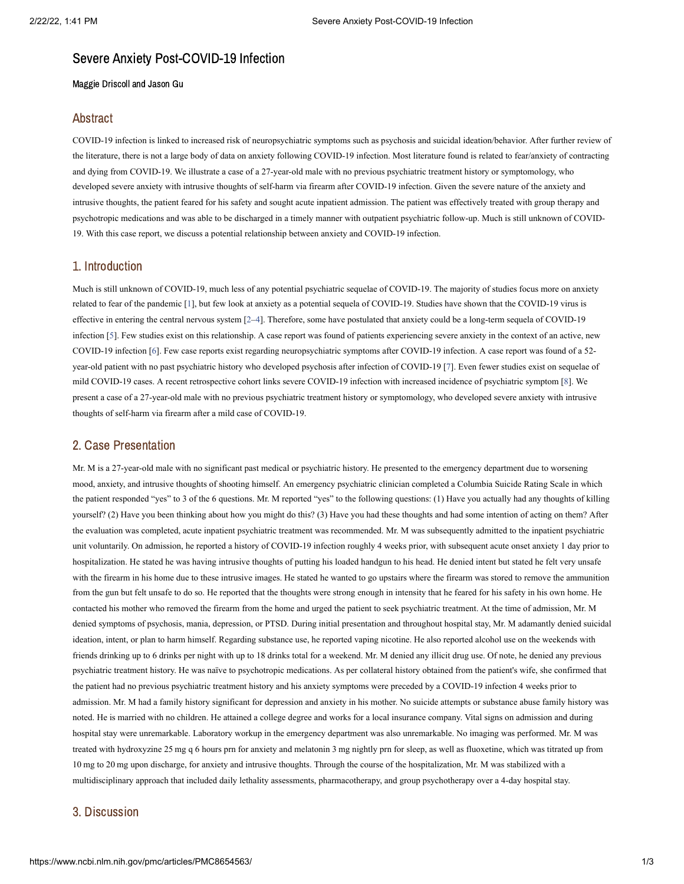# Severe Anxiety Post-COVID-19 Infection

Maggie Driscoll and Jason Gu

## Abstract

COVID-19 infection is linked to increased risk of neuropsychiatric symptoms such as psychosis and suicidal ideation/behavior. After further review of the literature, there is not a large body of data on anxiety following COVID-19 infection. Most literature found is related to fear/anxiety of contracting and dying from COVID-19. We illustrate a case of a 27-year-old male with no previous psychiatric treatment history or symptomology, who developed severe anxiety with intrusive thoughts of self-harm via firearm after COVID-19 infection. Given the severe nature of the anxiety and intrusive thoughts, the patient feared for his safety and sought acute inpatient admission. The patient was effectively treated with group therapy and psychotropic medications and was able to be discharged in a timely manner with outpatient psychiatric follow-up. Much is still unknown of COVID-19. With this case report, we discuss a potential relationship between anxiety and COVID-19 infection.

## 1. Introduction

Much is still unknown of COVID-19, much less of any potential psychiatric sequelae of COVID-19. The majority of studies focus more on anxiety related to fear of the pandemic [1], but few look at anxiety as a potential sequela of COVID-19. Studies have shown that the COVID-19 virus is effective in entering the central nervous system [2–4]. Therefore, some have postulated that anxiety could be a long-term sequela of COVID-19 infection [5]. Few studies exist on this relationship. A case report was found of patients experiencing severe anxiety in the context of an active, new COVID-19 infection [6]. Few case reports exist regarding neuropsychiatric symptoms after COVID-19 infection. A case report was found of a 52-year-old patient with no past psychiatric history who developed psychosis after infection of COVID-19 [7]. Even fewer studies exist on sequelae of mild COVID-19 cases. A recent retrospective cohort links severe COVID-19 infection with increased incidence of psychiatric symptom [8]. We present a case of a 27-year-old male with no previous psychiatric treatment history or symptomology, who developed severe anxiety with intrusive thoughts of self-harm via firearm after a mild case of COVID-19.

## 2. Case Presentation

Mr. M is a 27-year-old male with no significant past medical or psychiatric history. He presented to the emergency department due to worsening mood, anxiety, and intrusive thoughts of shooting himself. An emergency psychiatric clinician completed a Columbia Suicide Rating Scale in which the patient responded "yes" to 3 of the 6 questions. Mr. M reported "yes" to the following questions: (1) Have you actually had any thoughts of killing yourself? (2) Have you been thinking about how you might do this? (3) Have you had these thoughts and had some intention of acting on them? After the evaluation was completed, acute inpatient psychiatric treatment was recommended. Mr. M was subsequently admitted to the inpatient psychiatric unit voluntarily. On admission, he reported a history of COVID-19 infection roughly 4 weeks prior, with subsequent acute onset anxiety 1 day prior to hospitalization. He stated he was having intrusive thoughts of putting his loaded handgun to his head. He denied intent but stated he felt very unsafe with the firearm in his home due to these intrusive images. He stated he wanted to go upstairs where the firearm was stored to remove the ammunition from the gun but felt unsafe to do so. He reported that the thoughts were strong enough in intensity that he feared for his safety in his own home. He contacted his mother who removed the firearm from the home and urged the patient to seek psychiatric treatment. At the time of admission, Mr. M denied symptoms of psychosis, mania, depression, or PTSD. During initial presentation and throughout hospital stay, Mr. M adamantly denied suicidal ideation, intent, or plan to harm himself. Regarding substance use, he reported vaping nicotine. He also reported alcohol use on the weekends with friends drinking up to 6 drinks per night with up to 18 drinks total for a weekend. Mr. M denied any illicit drug use. Of note, he denied any previous psychiatric treatment history. He was naïve to psychotropic medications. As per collateral history obtained from the patient's wife, she confirmed that the patient had no previous psychiatric treatment history and his anxiety symptoms were preceded by a COVID-19 infection 4 weeks prior to admission. Mr. M had a family history significant for depression and anxiety in his mother. No suicide attempts or substance abuse family history was noted. He is married with no children. He attained a college degree and works for a local insurance company. Vital signs on admission and during hospital stay were unremarkable. Laboratory workup in the emergency department was also unremarkable. No imaging was performed. Mr. M was treated with hydroxyzine 25 mg q 6 hours prn for anxiety and melatonin 3 mg nightly prn for sleep, as well as fluoxetine, which was titrated up from 10 mg to 20 mg upon discharge, for anxiety and intrusive thoughts. Through the course of the hospitalization, Mr. M was stabilized with a multidisciplinary approach that included daily lethality assessments, pharmacotherapy, and group psychotherapy over a 4-day hospital stay.

## 3. Discussion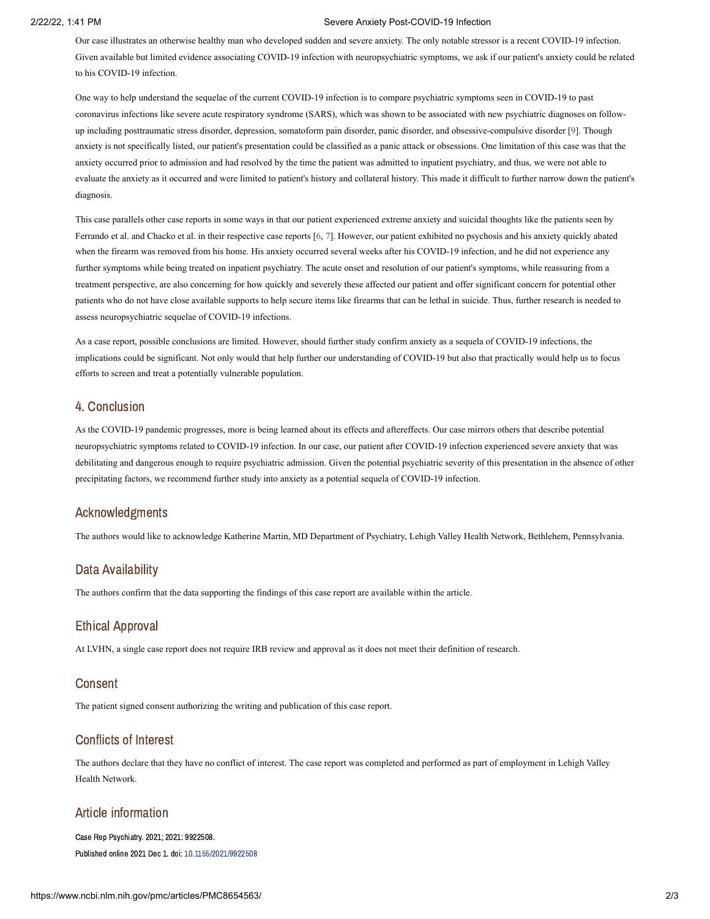Our case illustrates an otherwise healthy man who developed sudden and severe anxiety. The only notable stressor is a recent COVID-19 infection. Given available but limited evidence associating COVID-19 infection with neuropsychiatric symptoms, we ask if our patient's anxiety could be related to his COVID-19 infection.

One way to help understand the sequelae of the current COVID-19 infection is to compare psychiatric symptoms seen in COVID-19 to past coronavirus infections like severe acute respiratory syndrome (SARS), which was shown to be associated with new psychiatric diagnoses on follow-up including posttraumatic stress disorder, depression, somatoform pain disorder, panic disorder, and obsessive-compulsive disorder [9]. Though anxiety is not specifically listed, our patient's presentation could be classified as a panic attack or obsessions. One limitation of this case was that the anxiety occurred prior to admission and had resolved by the time the patient was admitted to inpatient psychiatry, and thus, we were not able to evaluate the anxiety as it occurred and were limited to patient's history and collateral history. This made it difficult to further narrow down the patient's diagnosis.

This case parallels other case reports in some ways in that our patient experienced extreme anxiety and suicidal thoughts like the patients seen by Ferrando et al. and Chacko et al. in their respective case reports [6, 7]. However, our patient exhibited no psychosis and his anxiety quickly abated when the firearm was removed from his home. His anxiety occurred several weeks after his COVID-19 infection, and he did not experience any further symptoms while being treated on inpatient psychiatry. The acute onset and resolution of our patient's symptoms, while reassuring from a treatment perspective, are also concerning for how quickly and severely these affected our patient and offer significant concern for potential other patients who do not have close available supports to help secure items like firearms that can be lethal in suicide. Thus, further research is needed to assess neuropsychiatric sequelae of COVID-19 infections.

As a case report, possible conclusions are limited. However, should further study confirm anxiety as a sequela of COVID-19 infections, the implications could be significant. Not only would that help further our understanding of COVID-19 but also that practically would help us to focus efforts to screen and treat a potentially vulnerable population.

## 4. Conclusion

As the COVID-19 pandemic progresses, more is being learned about its effects and aftereffects. Our case mirrors others that describe potential neuropsychiatric symptoms related to COVID-19 infection. In our case, our patient after COVID-19 infection experienced severe anxiety that was debilitating and dangerous enough to require psychiatric admission. Given the potential psychiatric severity of this presentation in the absence of other precipitating factors, we recommend further study into anxiety as a potential sequela of COVID-19 infection.

## Acknowledgments

The authors would like to acknowledge Katherine Martin, MD Department of Psychiatry, Lehigh Valley Health Network, Bethlehem, Pennsylvania.

## Data Availability

The authors confirm that the data supporting the findings of this case report are available within the article.

## Ethical Approval

At LVHN, a single case report does not require IRB review and approval as it does not meet their definition of research.

## Consent

The patient signed consent authorizing the writing and publication of this case report.

## Conflicts of Interest

The authors declare that they have no conflict of interest. The case report was completed and performed as part of employment in Lehigh Valley Health Network.

## Article information

Case Rep Psychiatry. 2021; 2021: 9922508.
Published online 2021 Dec 1. doi: 10.1155/2021/9922508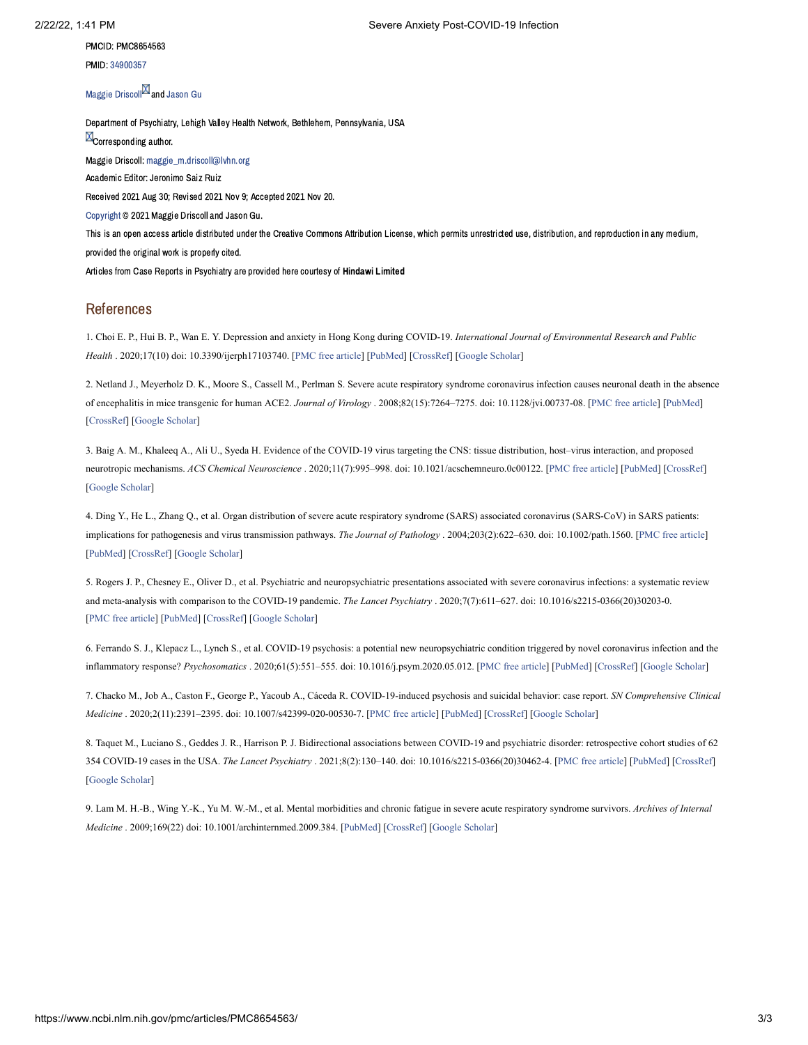PMCID: PMC8654563

PMID: 34900357

Maggie Driscoll and Jason Gu

Department of Psychiatry, Lehigh Valley Health Network, Bethlehem, Pennsylvania, USA

Corresponding author.

Maggie Driscoll: maggie_m.driscoll@lvhn.org

Academic Editor: Jeronimo Saiz Ruiz

Received 2021 Aug 30; Revised 2021 Nov 9; Accepted 2021 Nov 20.

Copyright © 2021 Maggie Driscoll and Jason Gu.

This is an open access article distributed under the Creative Commons Attribution License, which permits unrestricted use, distribution, and reproduction in any medium, provided the original work is properly cited.

Articles from Case Reports in Psychiatry are provided here courtesy of **Hindawi Limited**

## References

1. Choi E. P., Hui B. P., Wan E. Y. Depression and anxiety in Hong Kong during COVID-19. *International Journal of Environmental Research and Public Health* . 2020;17(10) doi: 10.3390/ijerph17103740. [PMC free article] [PubMed] [CrossRef] [Google Scholar]

2. Netland J., Meyerholz D. K., Moore S., Cassell M., Perlman S. Severe acute respiratory syndrome coronavirus infection causes neuronal death in the absence of encephalitis in mice transgenic for human ACE2. *Journal of Virology* . 2008;82(15):7264–7275. doi: 10.1128/jvi.00737-08. [PMC free article] [PubMed] [CrossRef] [Google Scholar]

3. Baig A. M., Khaleeq A., Ali U., Syeda H. Evidence of the COVID-19 virus targeting the CNS: tissue distribution, host–virus interaction, and proposed neurotropic mechanisms. *ACS Chemical Neuroscience* . 2020;11(7):995–998. doi: 10.1021/acschemneuro.0c00122. [PMC free article] [PubMed] [CrossRef] [Google Scholar]

4. Ding Y., He L., Zhang Q., et al. Organ distribution of severe acute respiratory syndrome (SARS) associated coronavirus (SARS-CoV) in SARS patients: implications for pathogenesis and virus transmission pathways. *The Journal of Pathology* . 2004;203(2):622–630. doi: 10.1002/path.1560. [PMC free article] [PubMed] [CrossRef] [Google Scholar]

5. Rogers J. P., Chesney E., Oliver D., et al. Psychiatric and neuropsychiatric presentations associated with severe coronavirus infections: a systematic review and meta-analysis with comparison to the COVID-19 pandemic. *The Lancet Psychiatry* . 2020;7(7):611–627. doi: 10.1016/s2215-0366(20)30203-0. [PMC free article] [PubMed] [CrossRef] [Google Scholar]

6. Ferrando S. J., Klepacz L., Lynch S., et al. COVID-19 psychosis: a potential new neuropsychiatric condition triggered by novel coronavirus infection and the inflammatory response? *Psychosomatics* . 2020;61(5):551–555. doi: 10.1016/j.psym.2020.05.012. [PMC free article] [PubMed] [CrossRef] [Google Scholar]

7. Chacko M., Job A., Caston F., George P., Yacoub A., Cáceda R. COVID-19-induced psychosis and suicidal behavior: case report. *SN Comprehensive Clinical Medicine* . 2020;2(11):2391–2395. doi: 10.1007/s42399-020-00530-7. [PMC free article] [PubMed] [CrossRef] [Google Scholar]

8. Taquet M., Luciano S., Geddes J. R., Harrison P. J. Bidirectional associations between COVID-19 and psychiatric disorder: retrospective cohort studies of 62 354 COVID-19 cases in the USA. *The Lancet Psychiatry* . 2021;8(2):130–140. doi: 10.1016/s2215-0366(20)30462-4. [PMC free article] [PubMed] [CrossRef] [Google Scholar]

9. Lam M. H.-B., Wing Y.-K., Yu M. W.-M., et al. Mental morbidities and chronic fatigue in severe acute respiratory syndrome survivors. *Archives of Internal Medicine* . 2009;169(22) doi: 10.1001/archinternmed.2009.384. [PubMed] [CrossRef] [Google Scholar]